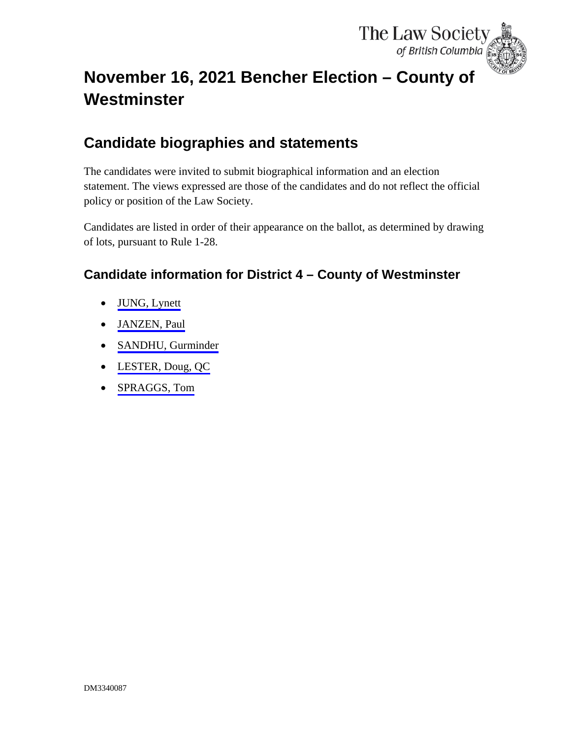# November 16, 2021 Bencher Election – County of Westminster

## Candidate biographies and statements

The candidates were invited to submit biographical information and an election statement. The views expressed are those of the candidates and do not reflect the official policy or position of the Law Society.

Candidates are listed in order of their appearance on the ballot, as determined by drawing of lots, pursuant to Rule 1-28.

### Candidate information for District 4 – County of Westminster

- JUNG, Lynett
- JANZEN, Paul
- SANDHU, Gurminder
- LESTER, Doug, QC
- SPRAGGS, Tom

DM3340087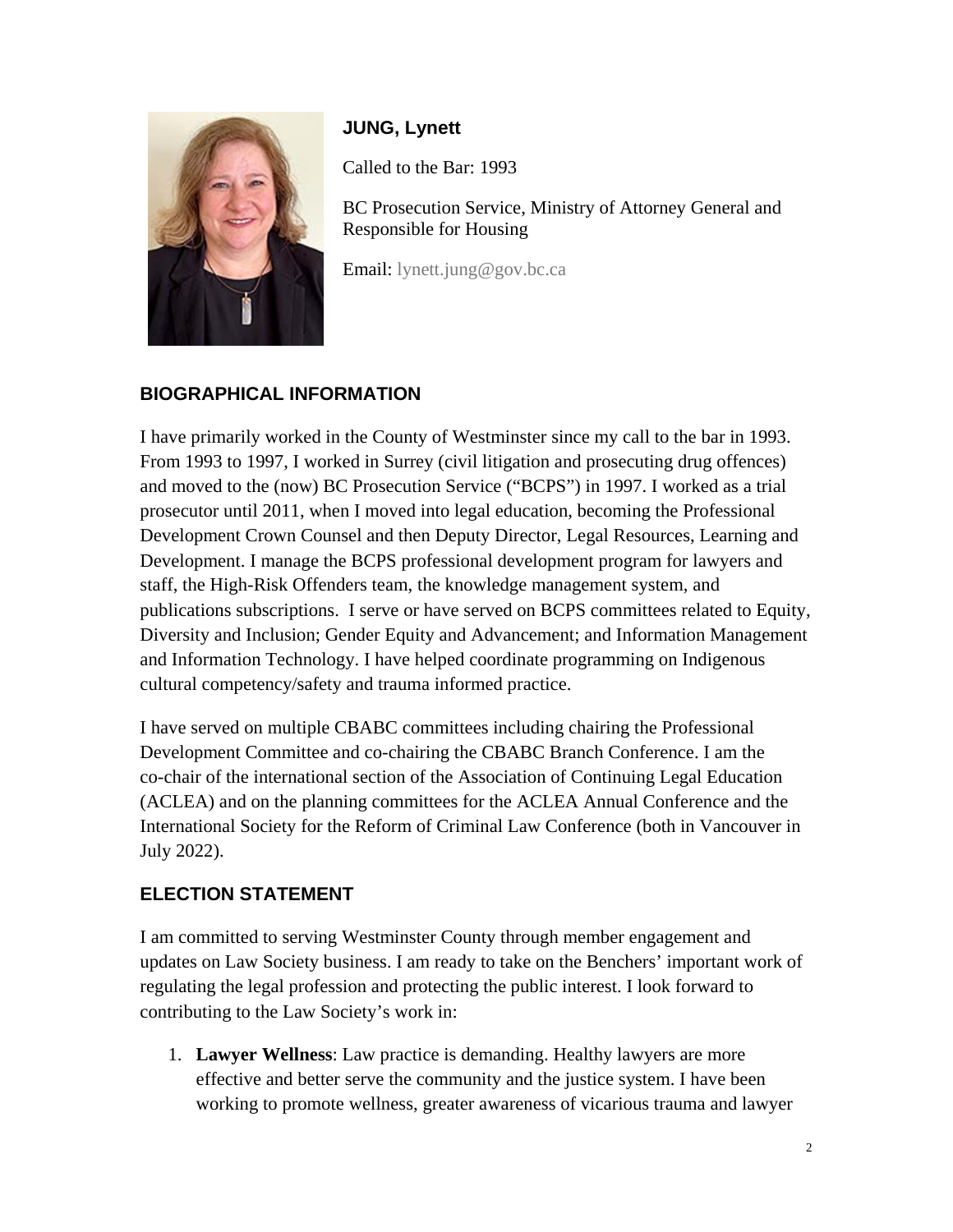**JUNG, Lynett**

Called to the Bar: 1993

BC Prosecution Service, Ministry of Attorney General and Responsible for Housing

Email: lynett.jung@gov.bc.ca

## BIOGRAPHICAL INFORMATION

I have primarily worked in the County of Westminster since my call to the bar in 1993. From 1993 to 1997, I worked in Surrey (civil litigation and prosecuting drug offences) and moved to the (now) BC Prosecution Service ("BCPS") in 1997. I worked as a trial prosecutor until 2011, when I moved into legal education, becoming the Professional Development Crown Counsel and then Deputy Director, Legal Resources, Learning and Development. I manage the BCPS professional development program for lawyers and staff, the High-Risk Offenders team, the knowledge management system, and publications subscriptions. I serve or have served on BCPS committees related to Equity, Diversity and Inclusion; Gender Equity and Advancement; and Information Management and Information Technology. I have helped coordinate programming on Indigenous cultural competency/safety and trauma informed practice.

I have served on multiple CBABC committees including chairing the Professional Development Committee and co-chairing the CBABC Branch Conference. I am the co-chair of the international section of the Association of Continuing Legal Education (ACLEA) and on the planning committees for the ACLEA Annual Conference and the International Society for the Reform of Criminal Law Conference (both in Vancouver in July 2022).

## ELECTION STATEMENT

I am committed to serving Westminster County through member engagement and updates on Law Society business. I am ready to take on the Benchers' important work of regulating the legal profession and protecting the public interest. I look forward to contributing to the Law Society's work in:

1. **Lawyer Wellness**: Law practice is demanding. Healthy lawyers are more effective and better serve the community and the justice system. I have been working to promote wellness, greater awareness of vicarious trauma and lawyer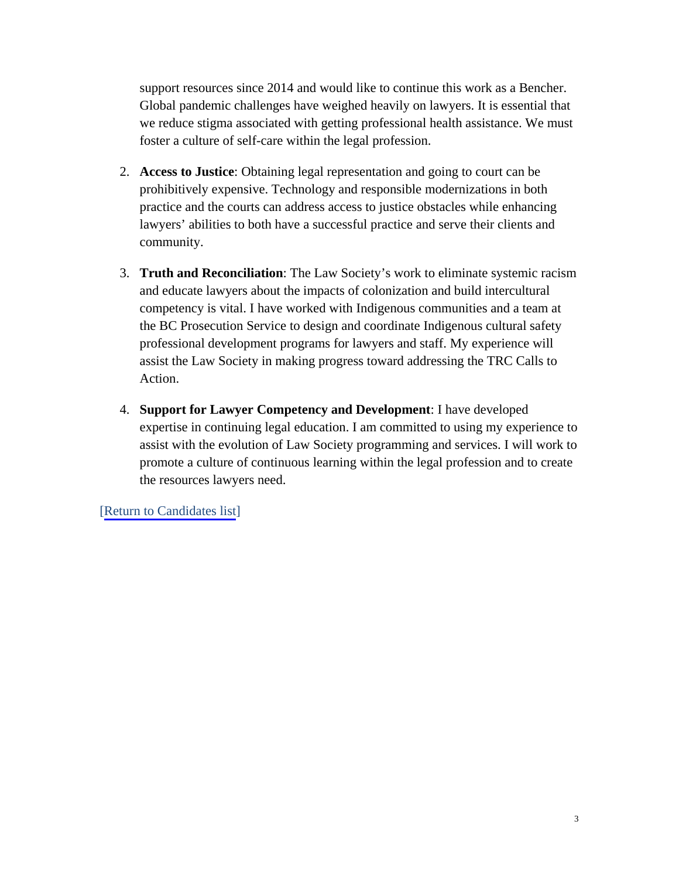support resources since 2014 and would like to continue this work as a Bencher. Global pandemic challenges have weighed heavily on lawyers. It is essential that we reduce stigma associated with getting professional health assistance. We must foster a culture of self-care within the legal profession.

2. **Access to Justice**: Obtaining legal representation and going to court can be prohibitively expensive. Technology and responsible modernizations in both practice and the courts can address access to justice obstacles while enhancing lawyers' abilities to both have a successful practice and serve their clients and community.

3. **Truth and Reconciliation**: The Law Society's work to eliminate systemic racism and educate lawyers about the impacts of colonization and build intercultural competency is vital. I have worked with Indigenous communities and a team at the BC Prosecution Service to design and coordinate Indigenous cultural safety professional development programs for lawyers and staff. My experience will assist the Law Society in making progress toward addressing the TRC Calls to Action.

4. **Support for Lawyer Competency and Development**: I have developed expertise in continuing legal education. I am committed to using my experience to assist with the evolution of Law Society programming and services. I will work to promote a culture of continuous learning within the legal profession and to create the resources lawyers need.

[Return to Candidates list]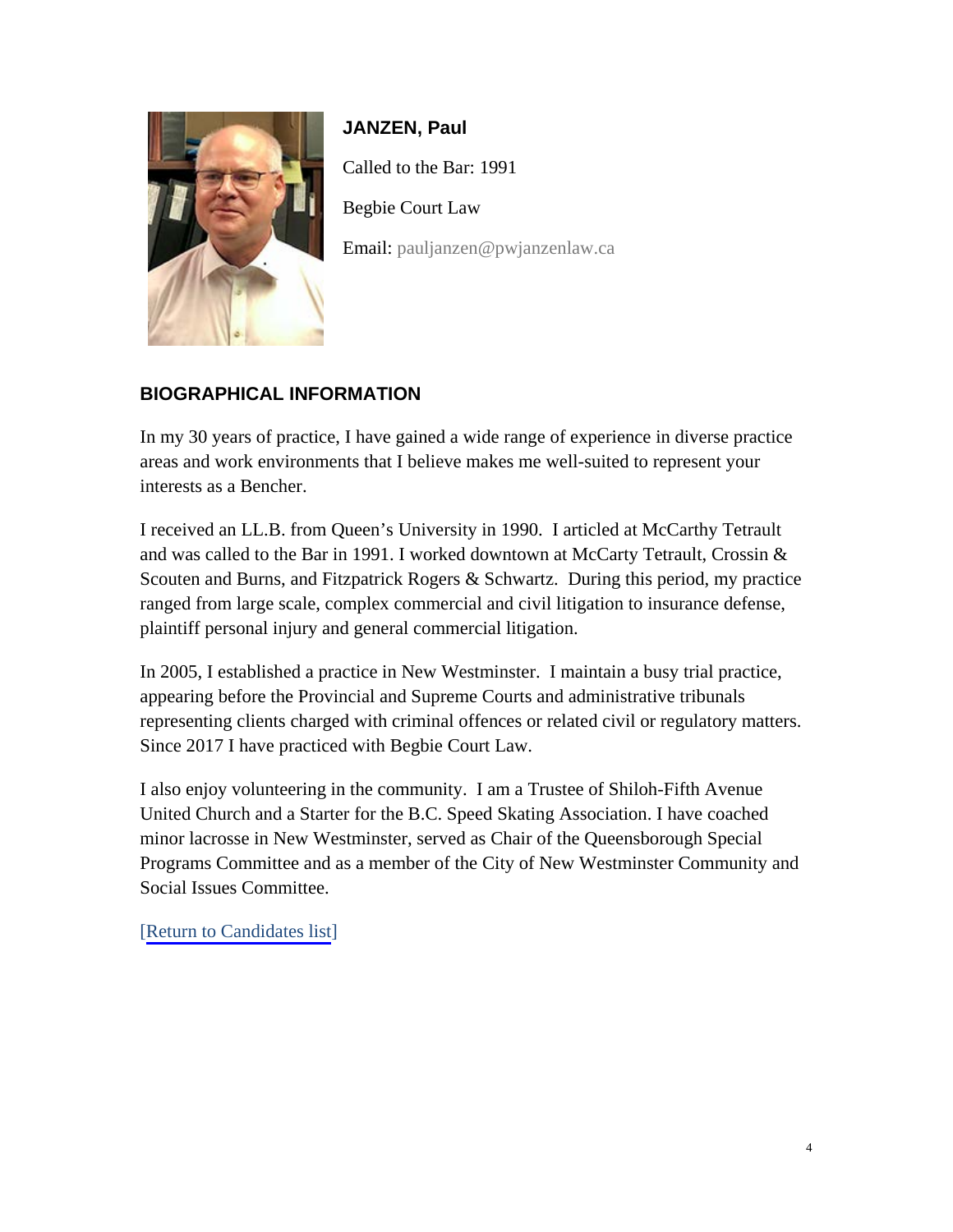**JANZEN, Paul**

Called to the Bar: 1991

Begbie Court Law

Email: pauljanzen@pwjanzenlaw.ca

## BIOGRAPHICAL INFORMATION

In my 30 years of practice, I have gained a wide range of experience in diverse practice areas and work environments that I believe makes me well-suited to represent your interests as a Bencher.

I received an LL.B. from Queen's University in 1990. I articled at McCarthy Tetrault and was called to the Bar in 1991. I worked downtown at McCarty Tetrault, Crossin & Scouten and Burns, and Fitzpatrick Rogers & Schwartz. During this period, my practice ranged from large scale, complex commercial and civil litigation to insurance defense, plaintiff personal injury and general commercial litigation.

In 2005, I established a practice in New Westminster. I maintain a busy trial practice, appearing before the Provincial and Supreme Courts and administrative tribunals representing clients charged with criminal offences or related civil or regulatory matters. Since 2017 I have practiced with Begbie Court Law.

I also enjoy volunteering in the community. I am a Trustee of Shiloh-Fifth Avenue United Church and a Starter for the B.C. Speed Skating Association. I have coached minor lacrosse in New Westminster, served as Chair of the Queensborough Special Programs Committee and as a member of the City of New Westminster Community and Social Issues Committee.

[Return to Candidates list]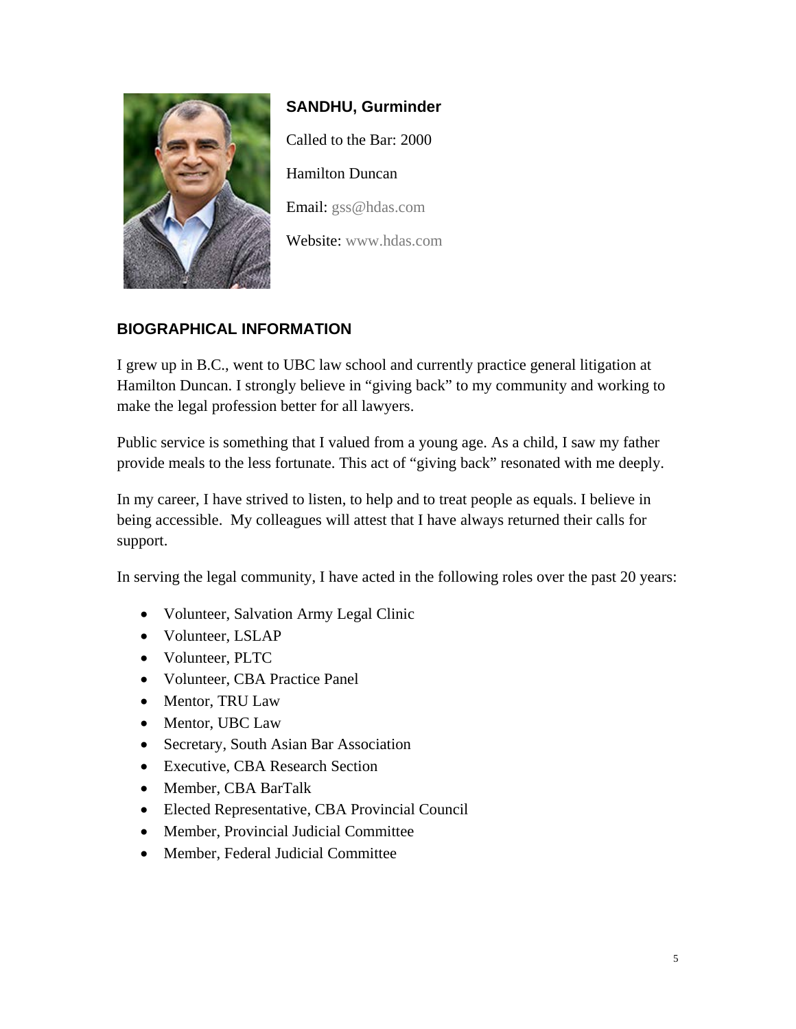**SANDHU, Gurminder**

Called to the Bar: 2000

Hamilton Duncan

Email: gss@hdas.com

Website: www.hdas.com

## BIOGRAPHICAL INFORMATION

I grew up in B.C., went to UBC law school and currently practice general litigation at Hamilton Duncan. I strongly believe in "giving back" to my community and working to make the legal profession better for all lawyers.

Public service is something that I valued from a young age. As a child, I saw my father provide meals to the less fortunate. This act of "giving back" resonated with me deeply.

In my career, I have strived to listen, to help and to treat people as equals. I believe in being accessible. My colleagues will attest that I have always returned their calls for support.

In serving the legal community, I have acted in the following roles over the past 20 years:

- Volunteer, Salvation Army Legal Clinic
- Volunteer, LSLAP
- Volunteer, PLTC
- Volunteer, CBA Practice Panel
- Mentor, TRU Law
- Mentor, UBC Law
- Secretary, South Asian Bar Association
- Executive, CBA Research Section
- Member, CBA BarTalk
- Elected Representative, CBA Provincial Council
- Member, Provincial Judicial Committee
- Member, Federal Judicial Committee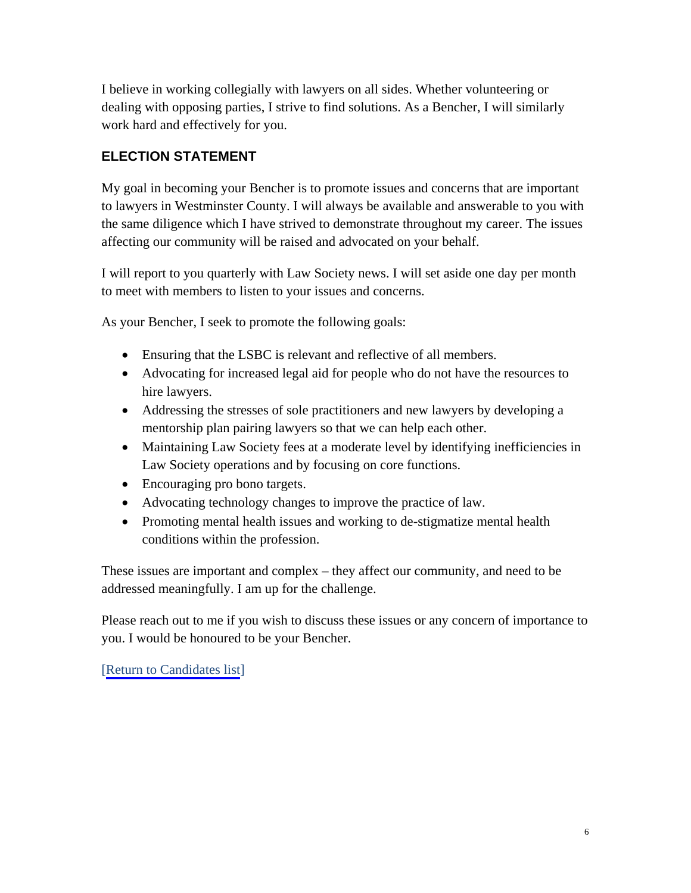I believe in working collegially with lawyers on all sides. Whether volunteering or dealing with opposing parties, I strive to find solutions. As a Bencher, I will similarly work hard and effectively for you.

## ELECTION STATEMENT

My goal in becoming your Bencher is to promote issues and concerns that are important to lawyers in Westminster County. I will always be available and answerable to you with the same diligence which I have strived to demonstrate throughout my career. The issues affecting our community will be raised and advocated on your behalf.

I will report to you quarterly with Law Society news. I will set aside one day per month to meet with members to listen to your issues and concerns.

As your Bencher, I seek to promote the following goals:

- Ensuring that the LSBC is relevant and reflective of all members.
- Advocating for increased legal aid for people who do not have the resources to hire lawyers.
- Addressing the stresses of sole practitioners and new lawyers by developing a mentorship plan pairing lawyers so that we can help each other.
- Maintaining Law Society fees at a moderate level by identifying inefficiencies in Law Society operations and by focusing on core functions.
- Encouraging pro bono targets.
- Advocating technology changes to improve the practice of law.
- Promoting mental health issues and working to de-stigmatize mental health conditions within the profession.

These issues are important and complex – they affect our community, and need to be addressed meaningfully. I am up for the challenge.

Please reach out to me if you wish to discuss these issues or any concern of importance to you. I would be honoured to be your Bencher.

[Return to Candidates list]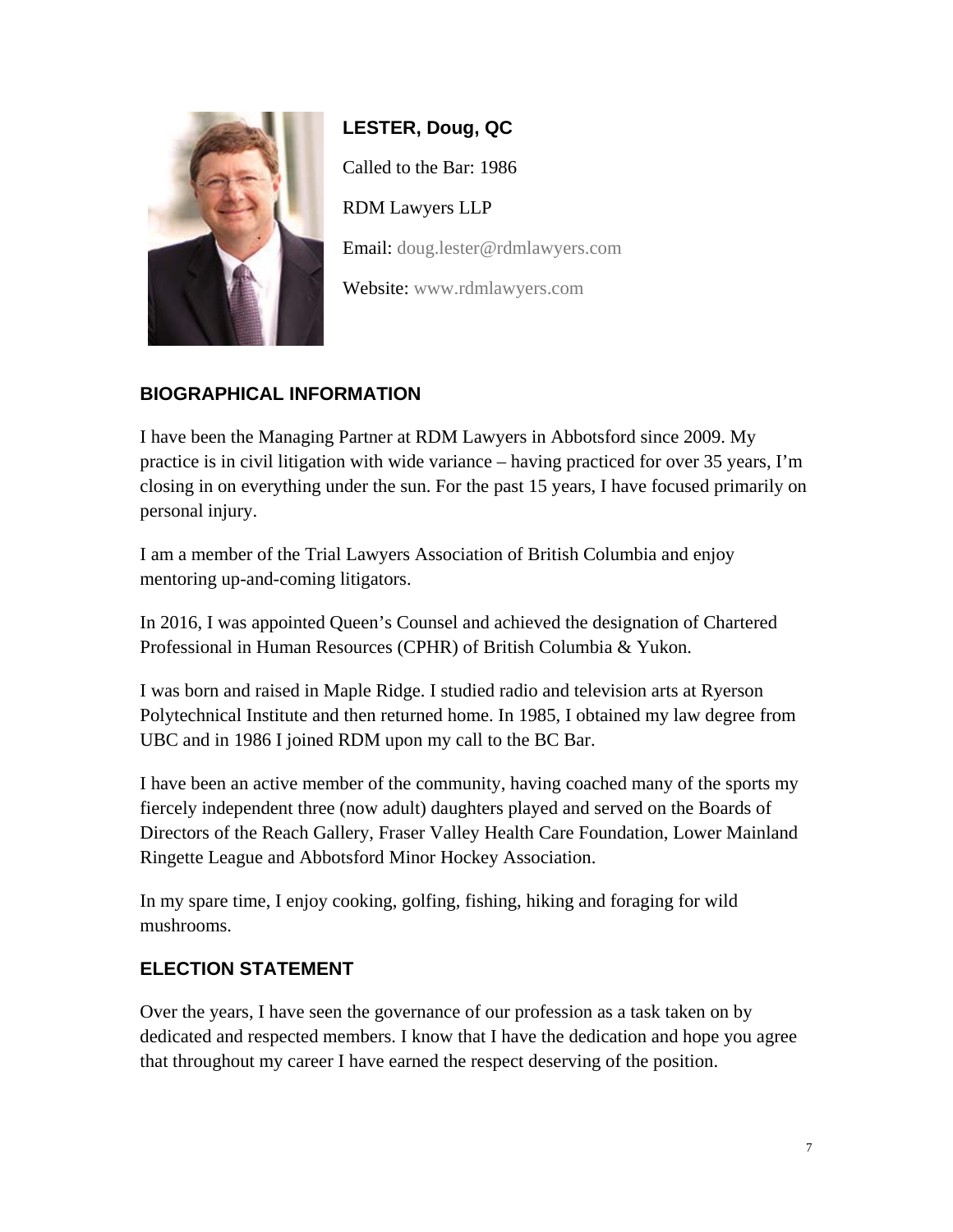**LESTER, Doug, QC**

Called to the Bar: 1986

RDM Lawyers LLP

Email: doug.lester@rdmlawyers.com

Website: www.rdmlawyers.com

## BIOGRAPHICAL INFORMATION

I have been the Managing Partner at RDM Lawyers in Abbotsford since 2009. My practice is in civil litigation with wide variance – having practiced for over 35 years, I'm closing in on everything under the sun. For the past 15 years, I have focused primarily on personal injury.

I am a member of the Trial Lawyers Association of British Columbia and enjoy mentoring up-and-coming litigators.

In 2016, I was appointed Queen's Counsel and achieved the designation of Chartered Professional in Human Resources (CPHR) of British Columbia & Yukon.

I was born and raised in Maple Ridge. I studied radio and television arts at Ryerson Polytechnical Institute and then returned home. In 1985, I obtained my law degree from UBC and in 1986 I joined RDM upon my call to the BC Bar.

I have been an active member of the community, having coached many of the sports my fiercely independent three (now adult) daughters played and served on the Boards of Directors of the Reach Gallery, Fraser Valley Health Care Foundation, Lower Mainland Ringette League and Abbotsford Minor Hockey Association.

In my spare time, I enjoy cooking, golfing, fishing, hiking and foraging for wild mushrooms.

## ELECTION STATEMENT

Over the years, I have seen the governance of our profession as a task taken on by dedicated and respected members. I know that I have the dedication and hope you agree that throughout my career I have earned the respect deserving of the position.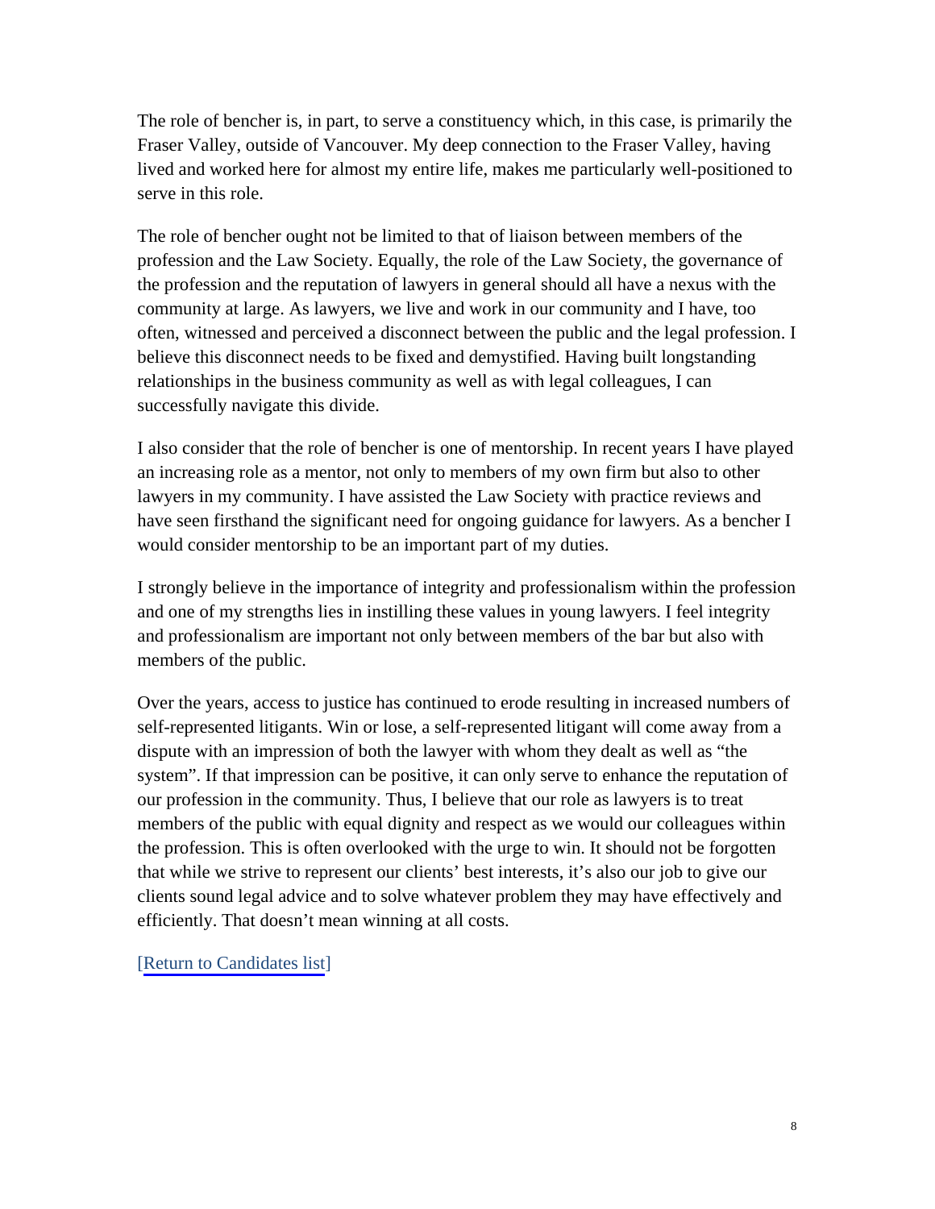The role of bencher is, in part, to serve a constituency which, in this case, is primarily the Fraser Valley, outside of Vancouver. My deep connection to the Fraser Valley, having lived and worked here for almost my entire life, makes me particularly well-positioned to serve in this role.

The role of bencher ought not be limited to that of liaison between members of the profession and the Law Society. Equally, the role of the Law Society, the governance of the profession and the reputation of lawyers in general should all have a nexus with the community at large. As lawyers, we live and work in our community and I have, too often, witnessed and perceived a disconnect between the public and the legal profession. I believe this disconnect needs to be fixed and demystified. Having built longstanding relationships in the business community as well as with legal colleagues, I can successfully navigate this divide.

I also consider that the role of bencher is one of mentorship. In recent years I have played an increasing role as a mentor, not only to members of my own firm but also to other lawyers in my community. I have assisted the Law Society with practice reviews and have seen firsthand the significant need for ongoing guidance for lawyers. As a bencher I would consider mentorship to be an important part of my duties.

I strongly believe in the importance of integrity and professionalism within the profession and one of my strengths lies in instilling these values in young lawyers. I feel integrity and professionalism are important not only between members of the bar but also with members of the public.

Over the years, access to justice has continued to erode resulting in increased numbers of self-represented litigants. Win or lose, a self-represented litigant will come away from a dispute with an impression of both the lawyer with whom they dealt as well as "the system". If that impression can be positive, it can only serve to enhance the reputation of our profession in the community. Thus, I believe that our role as lawyers is to treat members of the public with equal dignity and respect as we would our colleagues within the profession. This is often overlooked with the urge to win. It should not be forgotten that while we strive to represent our clients' best interests, it's also our job to give our clients sound legal advice and to solve whatever problem they may have effectively and efficiently. That doesn't mean winning at all costs.

[Return to Candidates list]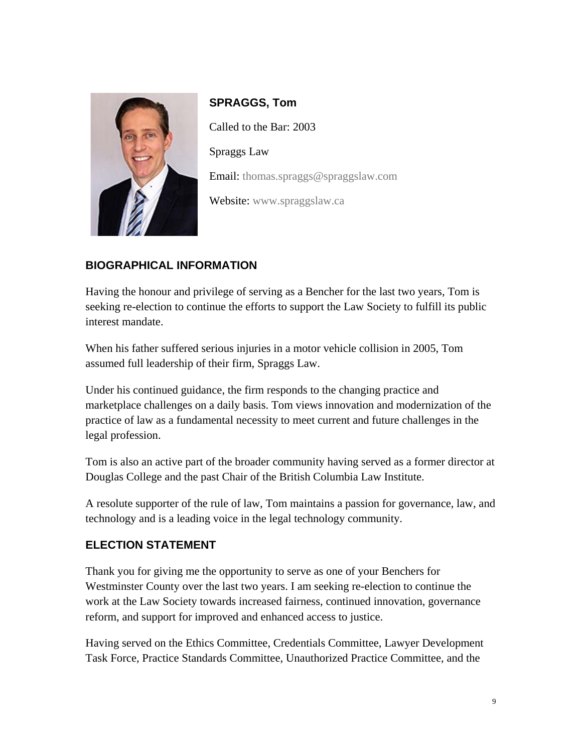## SPRAGGS, Tom

Called to the Bar: 2003

Spraggs Law

Email: thomas.spraggs@spraggslaw.com

Website: www.spraggslaw.ca

### BIOGRAPHICAL INFORMATION

Having the honour and privilege of serving as a Bencher for the last two years, Tom is seeking re-election to continue the efforts to support the Law Society to fulfill its public interest mandate.

When his father suffered serious injuries in a motor vehicle collision in 2005, Tom assumed full leadership of their firm, Spraggs Law.

Under his continued guidance, the firm responds to the changing practice and marketplace challenges on a daily basis. Tom views innovation and modernization of the practice of law as a fundamental necessity to meet current and future challenges in the legal profession.

Tom is also an active part of the broader community having served as a former director at Douglas College and the past Chair of the British Columbia Law Institute.

A resolute supporter of the rule of law, Tom maintains a passion for governance, law, and technology and is a leading voice in the legal technology community.

### ELECTION STATEMENT

Thank you for giving me the opportunity to serve as one of your Benchers for Westminster County over the last two years. I am seeking re-election to continue the work at the Law Society towards increased fairness, continued innovation, governance reform, and support for improved and enhanced access to justice.

Having served on the Ethics Committee, Credentials Committee, Lawyer Development Task Force, Practice Standards Committee, Unauthorized Practice Committee, and the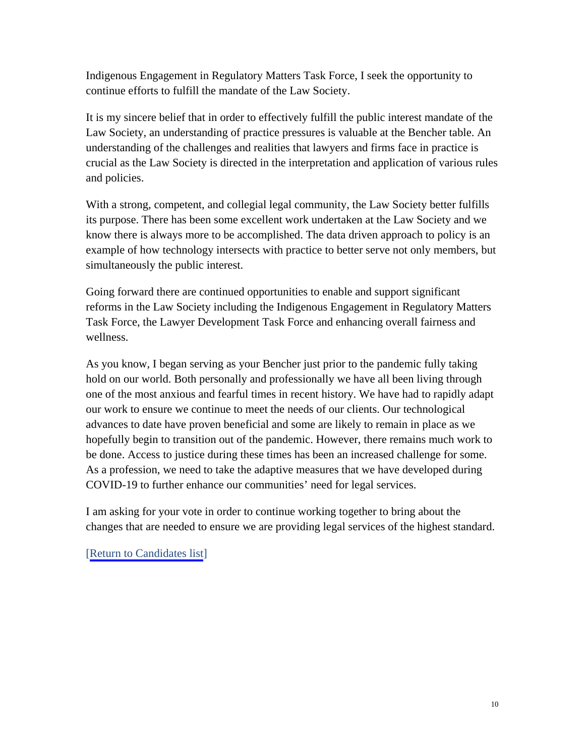Indigenous Engagement in Regulatory Matters Task Force, I seek the opportunity to continue efforts to fulfill the mandate of the Law Society.

It is my sincere belief that in order to effectively fulfill the public interest mandate of the Law Society, an understanding of practice pressures is valuable at the Bencher table. An understanding of the challenges and realities that lawyers and firms face in practice is crucial as the Law Society is directed in the interpretation and application of various rules and policies.

With a strong, competent, and collegial legal community, the Law Society better fulfills its purpose. There has been some excellent work undertaken at the Law Society and we know there is always more to be accomplished. The data driven approach to policy is an example of how technology intersects with practice to better serve not only members, but simultaneously the public interest.

Going forward there are continued opportunities to enable and support significant reforms in the Law Society including the Indigenous Engagement in Regulatory Matters Task Force, the Lawyer Development Task Force and enhancing overall fairness and wellness.

As you know, I began serving as your Bencher just prior to the pandemic fully taking hold on our world. Both personally and professionally we have all been living through one of the most anxious and fearful times in recent history. We have had to rapidly adapt our work to ensure we continue to meet the needs of our clients. Our technological advances to date have proven beneficial and some are likely to remain in place as we hopefully begin to transition out of the pandemic. However, there remains much work to be done. Access to justice during these times has been an increased challenge for some. As a profession, we need to take the adaptive measures that we have developed during COVID-19 to further enhance our communities' need for legal services.

I am asking for your vote in order to continue working together to bring about the changes that are needed to ensure we are providing legal services of the highest standard.

[Return to Candidates list]